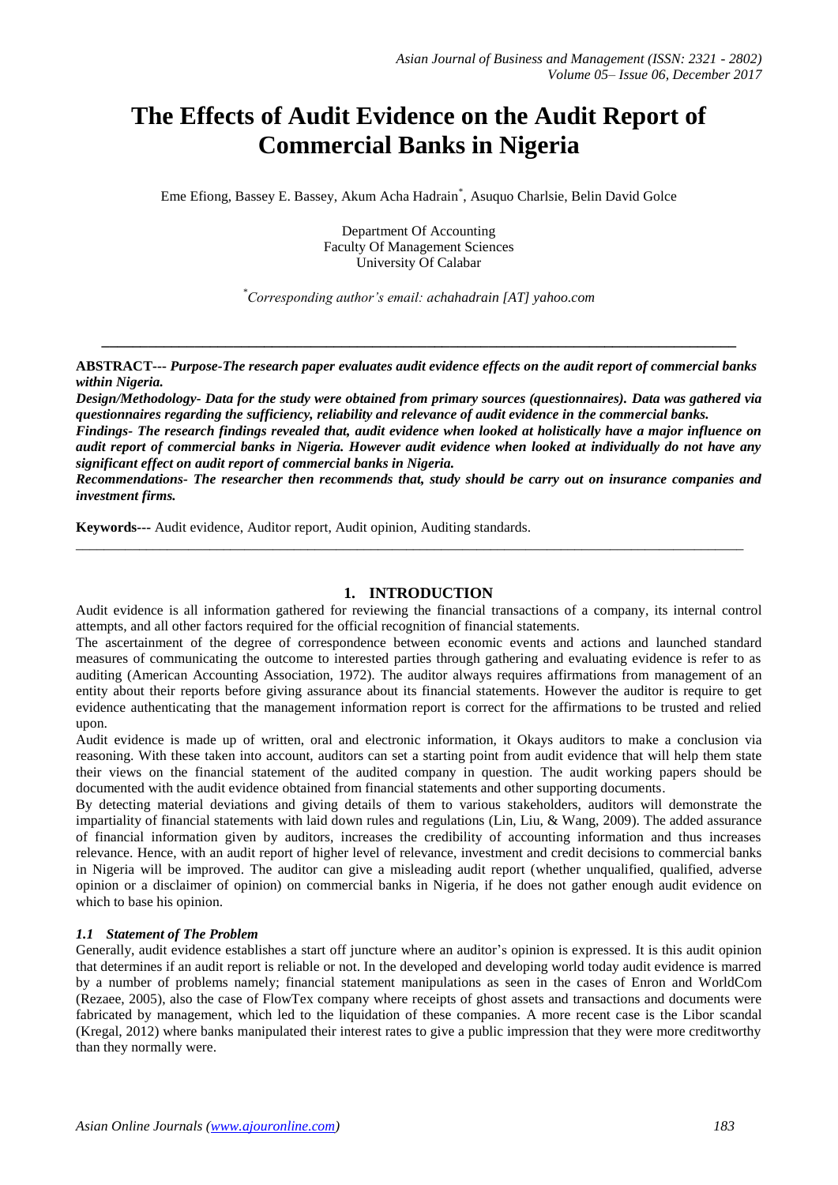# The Effects of Audit Evidence on the Audit Report of Commercial Banks in Nigeria

Eme Efiong, Bassey E. Bassey, Akum Acha Hadrain[*], Asuquo Charlsie, Belin David Golce

Department Of Accounting
Faculty Of Management Sciences
University Of Calabar

[*]*Corresponding author's email: achahadrain [AT] yahoo.com*

---

**ABSTRACT---** ***Purpose-The research paper evaluates audit evidence effects on the audit report of commercial banks within Nigeria.***

***Design/Methodology- Data for the study were obtained from primary sources (questionnaires). Data was gathered via questionnaires regarding the sufficiency, reliability and relevance of audit evidence in the commercial banks.***

***Findings- The research findings revealed that, audit evidence when looked at holistically have a major influence on audit report of commercial banks in Nigeria. However audit evidence when looked at individually do not have any significant effect on audit report of commercial banks in Nigeria.***

***Recommendations- The researcher then recommends that, study should be carry out on insurance companies and investment firms.***

**Keywords---** Audit evidence, Auditor report, Audit opinion, Auditing standards.

---

## 1. INTRODUCTION

Audit evidence is all information gathered for reviewing the financial transactions of a company, its internal control attempts, and all other factors required for the official recognition of financial statements.

The ascertainment of the degree of correspondence between economic events and actions and launched standard measures of communicating the outcome to interested parties through gathering and evaluating evidence is refer to as auditing (American Accounting Association, 1972). The auditor always requires affirmations from management of an entity about their reports before giving assurance about its financial statements. However the auditor is require to get evidence authenticating that the management information report is correct for the affirmations to be trusted and relied upon.

Audit evidence is made up of written, oral and electronic information, it Okays auditors to make a conclusion via reasoning. With these taken into account, auditors can set a starting point from audit evidence that will help them state their views on the financial statement of the audited company in question. The audit working papers should be documented with the audit evidence obtained from financial statements and other supporting documents.

By detecting material deviations and giving details of them to various stakeholders, auditors will demonstrate the impartiality of financial statements with laid down rules and regulations (Lin, Liu, & Wang, 2009). The added assurance of financial information given by auditors, increases the credibility of accounting information and thus increases relevance. Hence, with an audit report of higher level of relevance, investment and credit decisions to commercial banks in Nigeria will be improved. The auditor can give a misleading audit report (whether unqualified, qualified, adverse opinion or a disclaimer of opinion) on commercial banks in Nigeria, if he does not gather enough audit evidence on which to base his opinion.

### *1.1 Statement of The Problem*

Generally, audit evidence establishes a start off juncture where an auditor's opinion is expressed. It is this audit opinion that determines if an audit report is reliable or not. In the developed and developing world today audit evidence is marred by a number of problems namely; financial statement manipulations as seen in the cases of Enron and WorldCom (Rezaee, 2005), also the case of FlowTex company where receipts of ghost assets and transactions and documents were fabricated by management, which led to the liquidation of these companies. A more recent case is the Libor scandal (Kregal, 2012) where banks manipulated their interest rates to give a public impression that they were more creditworthy than they normally were.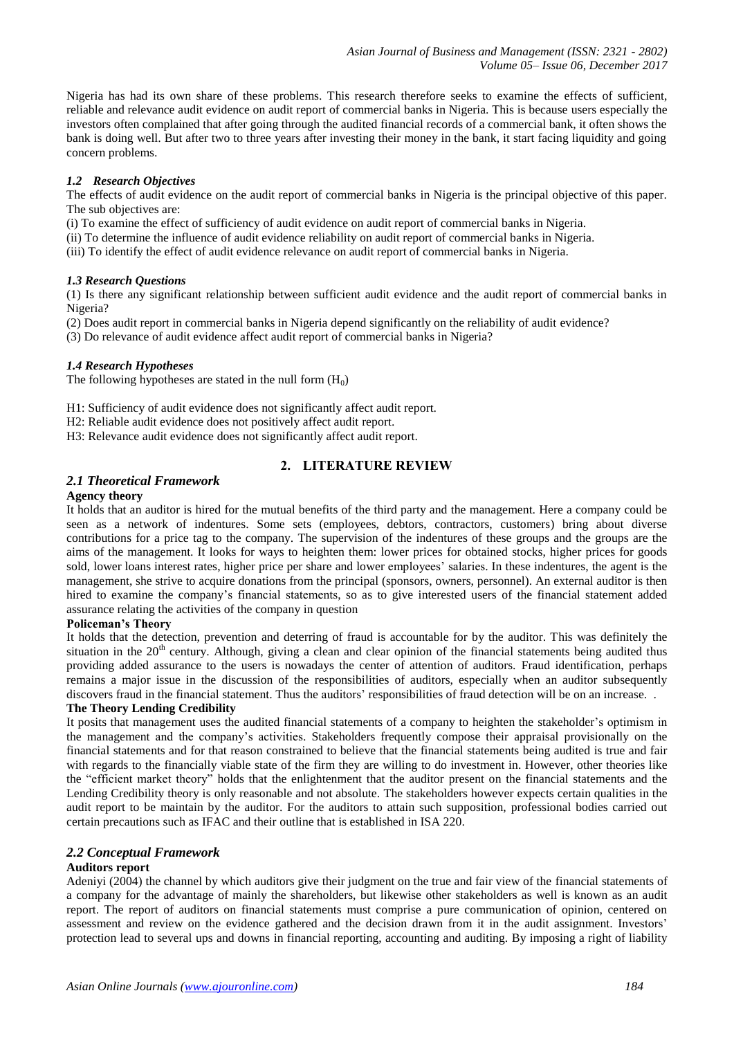Nigeria has had its own share of these problems. This research therefore seeks to examine the effects of sufficient, reliable and relevance audit evidence on audit report of commercial banks in Nigeria. This is because users especially the investors often complained that after going through the audited financial records of a commercial bank, it often shows the bank is doing well. But after two to three years after investing their money in the bank, it start facing liquidity and going concern problems.

### *1.2 Research Objectives*

The effects of audit evidence on the audit report of commercial banks in Nigeria is the principal objective of this paper. The sub objectives are:

(i) To examine the effect of sufficiency of audit evidence on audit report of commercial banks in Nigeria.
(ii) To determine the influence of audit evidence reliability on audit report of commercial banks in Nigeria.
(iii) To identify the effect of audit evidence relevance on audit report of commercial banks in Nigeria.

### *1.3 Research Questions*

(1) Is there any significant relationship between sufficient audit evidence and the audit report of commercial banks in Nigeria?
(2) Does audit report in commercial banks in Nigeria depend significantly on the reliability of audit evidence?
(3) Do relevance of audit evidence affect audit report of commercial banks in Nigeria?

### *1.4 Research Hypotheses*

The following hypotheses are stated in the null form ($H_0$)

H1: Sufficiency of audit evidence does not significantly affect audit report.
H2: Reliable audit evidence does not positively affect audit report.
H3: Relevance audit evidence does not significantly affect audit report.

## 2. LITERATURE REVIEW

### *2.1 Theoretical Framework*

**Agency theory**

It holds that an auditor is hired for the mutual benefits of the third party and the management. Here a company could be seen as a network of indentures. Some sets (employees, debtors, contractors, customers) bring about diverse contributions for a price tag to the company. The supervision of the indentures of these groups and the groups are the aims of the management. It looks for ways to heighten them: lower prices for obtained stocks, higher prices for goods sold, lower loans interest rates, higher price per share and lower employees' salaries. In these indentures, the agent is the management, she strive to acquire donations from the principal (sponsors, owners, personnel). An external auditor is then hired to examine the company's financial statements, so as to give interested users of the financial statement added assurance relating the activities of the company in question

**Policeman's Theory**

It holds that the detection, prevention and deterring of fraud is accountable for by the auditor. This was definitely the situation in the 20th century. Although, giving a clean and clear opinion of the financial statements being audited thus providing added assurance to the users is nowadays the center of attention of auditors. Fraud identification, perhaps remains a major issue in the discussion of the responsibilities of auditors, especially when an auditor subsequently discovers fraud in the financial statement. Thus the auditors' responsibilities of fraud detection will be on an increase. .

**The Theory Lending Credibility**

It posits that management uses the audited financial statements of a company to heighten the stakeholder's optimism in the management and the company's activities. Stakeholders frequently compose their appraisal provisionally on the financial statements and for that reason constrained to believe that the financial statements being audited is true and fair with regards to the financially viable state of the firm they are willing to do investment in. However, other theories like the "efficient market theory" holds that the enlightenment that the auditor present on the financial statements and the Lending Credibility theory is only reasonable and not absolute. The stakeholders however expects certain qualities in the audit report to be maintain by the auditor. For the auditors to attain such supposition, professional bodies carried out certain precautions such as IFAC and their outline that is established in ISA 220.

### *2.2 Conceptual Framework*

**Auditors report**

Adeniyi (2004) the channel by which auditors give their judgment on the true and fair view of the financial statements of a company for the advantage of mainly the shareholders, but likewise other stakeholders as well is known as an audit report. The report of auditors on financial statements must comprise a pure communication of opinion, centered on assessment and review on the evidence gathered and the decision drawn from it in the audit assignment. Investors' protection lead to several ups and downs in financial reporting, accounting and auditing. By imposing a right of liability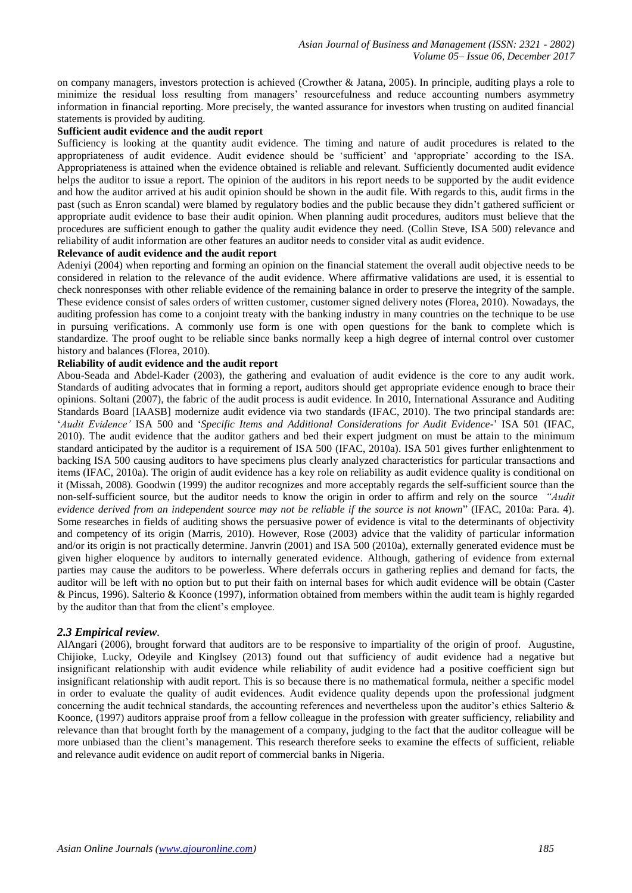on company managers, investors protection is achieved (Crowther & Jatana, 2005). In principle, auditing plays a role to minimize the residual loss resulting from managers' resourcefulness and reduce accounting numbers asymmetry information in financial reporting. More precisely, the wanted assurance for investors when trusting on audited financial statements is provided by auditing.

**Sufficient audit evidence and the audit report**

Sufficiency is looking at the quantity audit evidence. The timing and nature of audit procedures is related to the appropriateness of audit evidence. Audit evidence should be 'sufficient' and 'appropriate' according to the ISA. Appropriateness is attained when the evidence obtained is reliable and relevant. Sufficiently documented audit evidence helps the auditor to issue a report. The opinion of the auditors in his report needs to be supported by the audit evidence and how the auditor arrived at his audit opinion should be shown in the audit file. With regards to this, audit firms in the past (such as Enron scandal) were blamed by regulatory bodies and the public because they didn't gathered sufficient or appropriate audit evidence to base their audit opinion. When planning audit procedures, auditors must believe that the procedures are sufficient enough to gather the quality audit evidence they need. (Collin Steve, ISA 500) relevance and reliability of audit information are other features an auditor needs to consider vital as audit evidence.

**Relevance of audit evidence and the audit report**

Adeniyi (2004) when reporting and forming an opinion on the financial statement the overall audit objective needs to be considered in relation to the relevance of the audit evidence. Where affirmative validations are used, it is essential to check nonresponses with other reliable evidence of the remaining balance in order to preserve the integrity of the sample. These evidence consist of sales orders of written customer, customer signed delivery notes (Florea, 2010). Nowadays, the auditing profession has come to a conjoint treaty with the banking industry in many countries on the technique to be use in pursuing verifications. A commonly use form is one with open questions for the bank to complete which is standardize. The proof ought to be reliable since banks normally keep a high degree of internal control over customer history and balances (Florea, 2010).

**Reliability of audit evidence and the audit report**

Abou-Seada and Abdel-Kader (2003), the gathering and evaluation of audit evidence is the core to any audit work. Standards of auditing advocates that in forming a report, auditors should get appropriate evidence enough to brace their opinions. Soltani (2007), the fabric of the audit process is audit evidence. In 2010, International Assurance and Auditing Standards Board [IAASB] modernize audit evidence via two standards (IFAC, 2010). The two principal standards are: '*Audit Evidence'* ISA 500 and '*Specific Items and Additional Considerations for Audit Evidence*-' ISA 501 (IFAC, 2010). The audit evidence that the auditor gathers and bed their expert judgment on must be attain to the minimum standard anticipated by the auditor is a requirement of ISA 500 (IFAC, 2010a). ISA 501 gives further enlightenment to backing ISA 500 causing auditors to have specimens plus clearly analyzed characteristics for particular transactions and items (IFAC, 2010a). The origin of audit evidence has a key role on reliability as audit evidence quality is conditional on it (Missah, 2008). Goodwin (1999) the auditor recognizes and more acceptably regards the self-sufficient source than the non-self-sufficient source, but the auditor needs to know the origin in order to affirm and rely on the source *"Audit evidence derived from an independent source may not be reliable if the source is not known*" (IFAC, 2010a: Para. 4). Some researches in fields of auditing shows the persuasive power of evidence is vital to the determinants of objectivity and competency of its origin (Marris, 2010). However, Rose (2003) advice that the validity of particular information and/or its origin is not practically determine. Janvrin (2001) and ISA 500 (2010a), externally generated evidence must be given higher eloquence by auditors to internally generated evidence. Although, gathering of evidence from external parties may cause the auditors to be powerless. Where deferrals occurs in gathering replies and demand for facts, the auditor will be left with no option but to put their faith on internal bases for which audit evidence will be obtain (Caster & Pincus, 1996). Salterio & Koonce (1997), information obtained from members within the audit team is highly regarded by the auditor than that from the client's employee.

### *2.3 Empirical review.*

AlAngari (2006), brought forward that auditors are to be responsive to impartiality of the origin of proof. Augustine, Chijioke, Lucky, Odeyile and Kinglsey (2013) found out that sufficiency of audit evidence had a negative but insignificant relationship with audit evidence while reliability of audit evidence had a positive coefficient sign but insignificant relationship with audit report. This is so because there is no mathematical formula, neither a specific model in order to evaluate the quality of audit evidences. Audit evidence quality depends upon the professional judgment concerning the audit technical standards, the accounting references and nevertheless upon the auditor's ethics Salterio & Koonce, (1997) auditors appraise proof from a fellow colleague in the profession with greater sufficiency, reliability and relevance than that brought forth by the management of a company, judging to the fact that the auditor colleague will be more unbiased than the client's management. This research therefore seeks to examine the effects of sufficient, reliable and relevance audit evidence on audit report of commercial banks in Nigeria.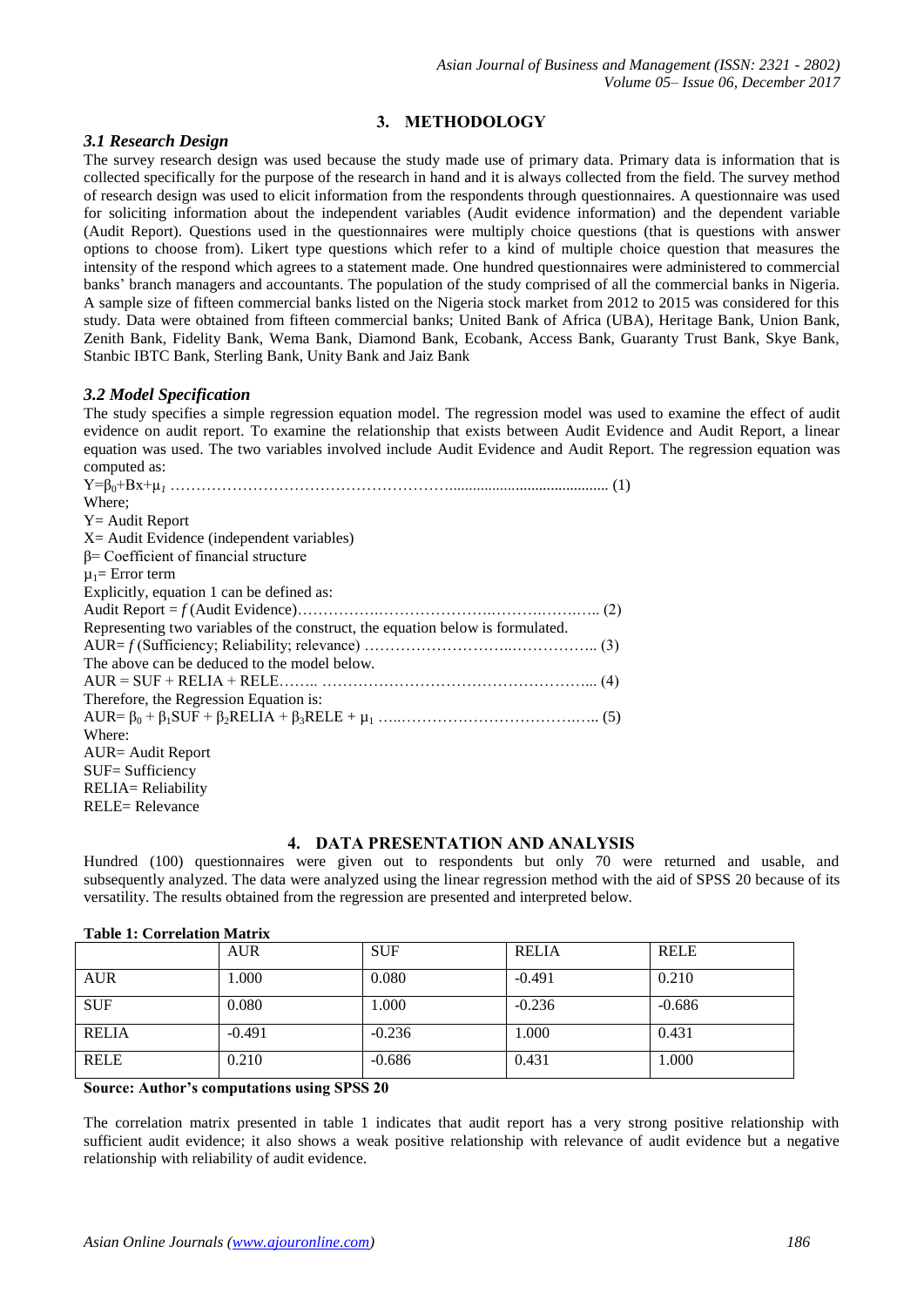## 3. METHODOLOGY

### *3.1 Research Design*

The survey research design was used because the study made use of primary data. Primary data is information that is collected specifically for the purpose of the research in hand and it is always collected from the field. The survey method of research design was used to elicit information from the respondents through questionnaires. A questionnaire was used for soliciting information about the independent variables (Audit evidence information) and the dependent variable (Audit Report). Questions used in the questionnaires were multiply choice questions (that is questions with answer options to choose from). Likert type questions which refer to a kind of multiple choice question that measures the intensity of the respond which agrees to a statement made. One hundred questionnaires were administered to commercial banks' branch managers and accountants. The population of the study comprised of all the commercial banks in Nigeria. A sample size of fifteen commercial banks listed on the Nigeria stock market from 2012 to 2015 was considered for this study. Data were obtained from fifteen commercial banks; United Bank of Africa (UBA), Heritage Bank, Union Bank, Zenith Bank, Fidelity Bank, Wema Bank, Diamond Bank, Ecobank, Access Bank, Guaranty Trust Bank, Skye Bank, Stanbic IBTC Bank, Sterling Bank, Unity Bank and Jaiz Bank

### *3.2 Model Specification*

The study specifies a simple regression equation model. The regression model was used to examine the effect of audit evidence on audit report. To examine the relationship that exists between Audit Evidence and Audit Report, a linear equation was used. The two variables involved include Audit Evidence and Audit Report. The regression equation was computed as:

$Y=\beta_0+Bx+\mu_1$ ………………………………………………......................................... (1)

Where;

Y= Audit Report

X= Audit Evidence (independent variables)

β= Coefficient of financial structure

$\mu_1$= Error term

Explicitly, equation 1 can be defined as:

Audit Report = *f* (Audit Evidence)…………….…………………….……….……….. (2)

Representing two variables of the construct, the equation below is formulated.

AUR= *f* (Sufficiency; Reliability; relevance) ………………………..…………….. (3)

The above can be deduced to the model below.

AUR = SUF + RELIA + RELE…….. …………………………………………….... (4)

Therefore, the Regression Equation is:

$AUR= \beta_0 + \beta_1 SUF + \beta_2 RELIA + \beta_3 RELE + \mu_1$ …..………………………….…….. (5)

Where:

AUR= Audit Report

SUF= Sufficiency

RELIA= Reliability

RELE= Relevance

## 4. DATA PRESENTATION AND ANALYSIS

Hundred (100) questionnaires were given out to respondents but only 70 were returned and usable, and subsequently analyzed. The data were analyzed using the linear regression method with the aid of SPSS 20 because of its versatility. The results obtained from the regression are presented and interpreted below.

**Table 1: Correlation Matrix**

| | AUR | SUF | RELIA | RELE |
|---|---|---|---|---|
| AUR | 1.000 | 0.080 | -0.491 | 0.210 |
| SUF | 0.080 | 1.000 | -0.236 | -0.686 |
| RELIA | -0.491 | -0.236 | 1.000 | 0.431 |
| RELE | 0.210 | -0.686 | 0.431 | 1.000 |

**Source: Author's computations using SPSS 20**

The correlation matrix presented in table 1 indicates that audit report has a very strong positive relationship with sufficient audit evidence; it also shows a weak positive relationship with relevance of audit evidence but a negative relationship with reliability of audit evidence.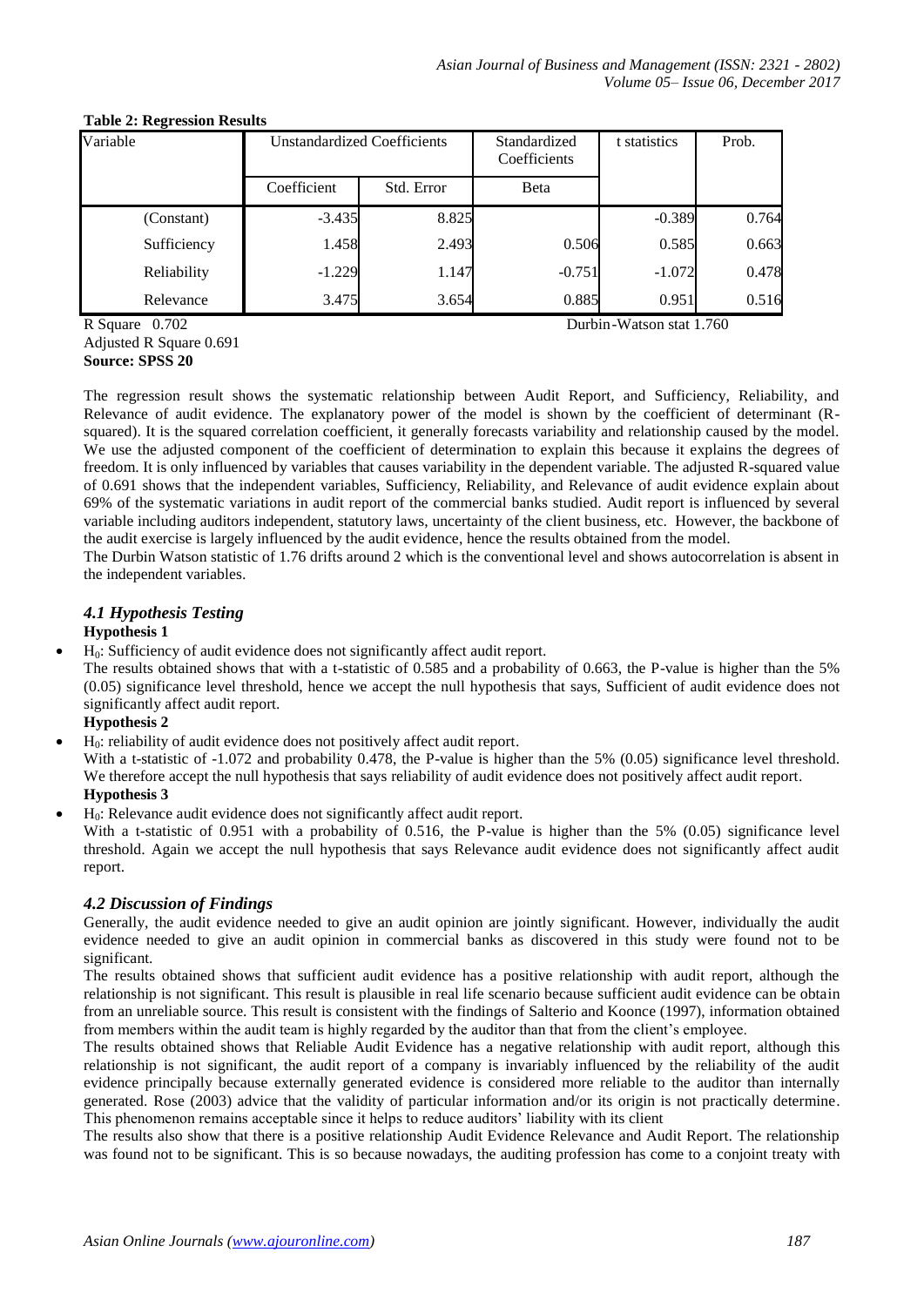**Table 2: Regression Results**

| Variable | Unstandardized Coefficients | | Standardized Coefficients | t statistics | Prob. |
|---|---|---|---|---|---|
| | Coefficient | Std. Error | Beta | | |
| (Constant) | -3.435 | 8.825 | | -0.389 | 0.764 |
| Sufficiency | 1.458 | 2.493 | 0.506 | 0.585 | 0.663 |
| Reliability | -1.229 | 1.147 | -0.751 | -1.072 | 0.478 |
| Relevance | 3.475 | 3.654 | 0.885 | 0.951 | 0.516 |

R Square 0.702 Durbin-Watson stat 1.760

Adjusted R Square 0.691

**Source: SPSS 20**

The regression result shows the systematic relationship between Audit Report, and Sufficiency, Reliability, and Relevance of audit evidence. The explanatory power of the model is shown by the coefficient of determinant (R-squared). It is the squared correlation coefficient, it generally forecasts variability and relationship caused by the model. We use the adjusted component of the coefficient of determination to explain this because it explains the degrees of freedom. It is only influenced by variables that causes variability in the dependent variable. The adjusted R-squared value of 0.691 shows that the independent variables, Sufficiency, Reliability, and Relevance of audit evidence explain about 69% of the systematic variations in audit report of the commercial banks studied. Audit report is influenced by several variable including auditors independent, statutory laws, uncertainty of the client business, etc. However, the backbone of the audit exercise is largely influenced by the audit evidence, hence the results obtained from the model.

The Durbin Watson statistic of 1.76 drifts around 2 which is the conventional level and shows autocorrelation is absent in the independent variables.

### *4.1 Hypothesis Testing*

**Hypothesis 1**

- $H_0$: Sufficiency of audit evidence does not significantly affect audit report.

  The results obtained shows that with a t-statistic of 0.585 and a probability of 0.663, the P-value is higher than the 5% (0.05) significance level threshold, hence we accept the null hypothesis that says, Sufficient of audit evidence does not significantly affect audit report.

**Hypothesis 2**

- $H_0$: reliability of audit evidence does not positively affect audit report.

  With a t-statistic of -1.072 and probability 0.478, the P-value is higher than the 5% (0.05) significance level threshold. We therefore accept the null hypothesis that says reliability of audit evidence does not positively affect audit report.

**Hypothesis 3**

- $H_0$: Relevance audit evidence does not significantly affect audit report.

  With a t-statistic of 0.951 with a probability of 0.516, the P-value is higher than the 5% (0.05) significance level threshold. Again we accept the null hypothesis that says Relevance audit evidence does not significantly affect audit report.

### *4.2 Discussion of Findings*

Generally, the audit evidence needed to give an audit opinion are jointly significant. However, individually the audit evidence needed to give an audit opinion in commercial banks as discovered in this study were found not to be significant.

The results obtained shows that sufficient audit evidence has a positive relationship with audit report, although the relationship is not significant. This result is plausible in real life scenario because sufficient audit evidence can be obtain from an unreliable source. This result is consistent with the findings of Salterio and Koonce (1997), information obtained from members within the audit team is highly regarded by the auditor than that from the client's employee.

The results obtained shows that Reliable Audit Evidence has a negative relationship with audit report, although this relationship is not significant, the audit report of a company is invariably influenced by the reliability of the audit evidence principally because externally generated evidence is considered more reliable to the auditor than internally generated. Rose (2003) advice that the validity of particular information and/or its origin is not practically determine. This phenomenon remains acceptable since it helps to reduce auditors' liability with its client

The results also show that there is a positive relationship Audit Evidence Relevance and Audit Report. The relationship was found not to be significant. This is so because nowadays, the auditing profession has come to a conjoint treaty with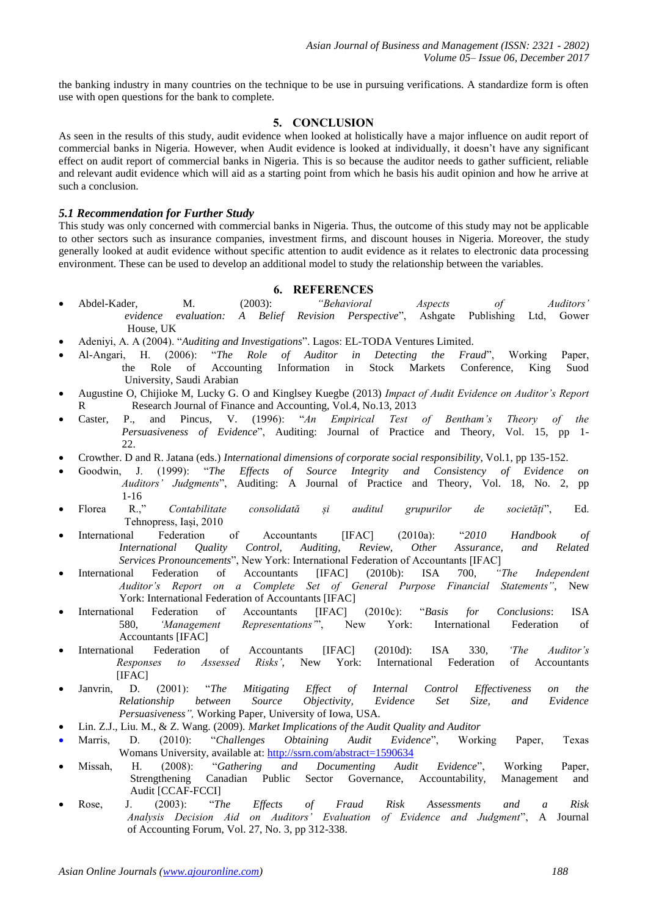the banking industry in many countries on the technique to be use in pursuing verifications. A standardize form is often use with open questions for the bank to complete.

## 5. CONCLUSION

As seen in the results of this study, audit evidence when looked at holistically have a major influence on audit report of commercial banks in Nigeria. However, when Audit evidence is looked at individually, it doesn't have any significant effect on audit report of commercial banks in Nigeria. This is so because the auditor needs to gather sufficient, reliable and relevant audit evidence which will aid as a starting point from which he basis his audit opinion and how he arrive at such a conclusion.

### *5.1 Recommendation for Further Study*

This study was only concerned with commercial banks in Nigeria. Thus, the outcome of this study may not be applicable to other sectors such as insurance companies, investment firms, and discount houses in Nigeria. Moreover, the study generally looked at audit evidence without specific attention to audit evidence as it relates to electronic data processing environment. These can be used to develop an additional model to study the relationship between the variables.

## 6. REFERENCES

- Abdel-Kader, M. (2003): *"Behavioral Aspects of Auditors' evidence evaluation: A Belief Revision Perspective*", Ashgate Publishing Ltd, Gower House, UK
- Adeniyi, A. A (2004). "*Auditing and Investigations*". Lagos: EL-TODA Ventures Limited.
- Al-Angari, H. (2006): "*The Role of Auditor in Detecting the Fraud*", Working Paper, the Role of Accounting Information in Stock Markets Conference, King Suod University, Saudi Arabian
- Augustine O, Chijioke M, Lucky G. O and Kinglsey Kuegbe (2013) *Impact of Audit Evidence on Auditor's Report* R Research Journal of Finance and Accounting, Vol.4, No.13, 2013
- Caster, P., and Pincus, V. (1996): "*An Empirical Test of Bentham's Theory of the Persuasiveness of Evidence*", Auditing: Journal of Practice and Theory, Vol. 15, pp 1-22.
- Crowther. D and R. Jatana (eds.) *International dimensions of corporate social responsibility,* Vol.1, pp 135-152.
- Goodwin, J. (1999): "*The Effects of Source Integrity and Consistency of Evidence on Auditors' Judgments*", Auditing: A Journal of Practice and Theory, Vol. 18, No. 2, pp 1-16
- Florea R.," *Contabilitate consolidată și auditul grupurilor de societăți*", Ed. Tehnopress, Iași, 2010
- International Federation of Accountants [IFAC] (2010a): "*2010 Handbook of International Quality Control, Auditing, Review, Other Assurance, and Related Services Pronouncements*", New York: International Federation of Accountants [IFAC]
- International Federation of Accountants [IFAC] (2010b): ISA 700, *"The Independent Auditor's Report on a Complete Set of General Purpose Financial Statements",* New York: International Federation of Accountants [IFAC]
- International Federation of Accountants [IFAC] (2010c): "*Basis for Conclusions*: ISA 580, *'Management Representations'*", New York: International Federation of Accountants [IFAC]
- International Federation of Accountants [IFAC] (2010d): ISA 330, *'The Auditor's Responses to Assessed Risks',* New York: International Federation of Accountants [IFAC]
- Janvrin, D. (2001): "*The Mitigating Effect of Internal Control Effectiveness on the Relationship between Source Objectivity, Evidence Set Size, and Evidence Persuasiveness",* Working Paper, University of Iowa, USA.
- Lin. Z.J., Liu. M., & Z. Wang. (2009). *Market Implications of the Audit Quality and Auditor*
- Marris, D. (2010): "*Challenges Obtaining Audit Evidence*", Working Paper, Texas Womans University, available at: http://ssrn.com/abstract=1590634
- Missah, H. (2008): "*Gathering and Documenting Audit Evidence*", Working Paper, Strengthening Canadian Public Sector Governance, Accountability, Management and Audit [CCAF-FCCI]
- Rose, J. (2003): "*The Effects of Fraud Risk Assessments and a Risk Analysis Decision Aid on Auditors' Evaluation of Evidence and Judgment*", A Journal of Accounting Forum, Vol. 27, No. 3, pp 312-338.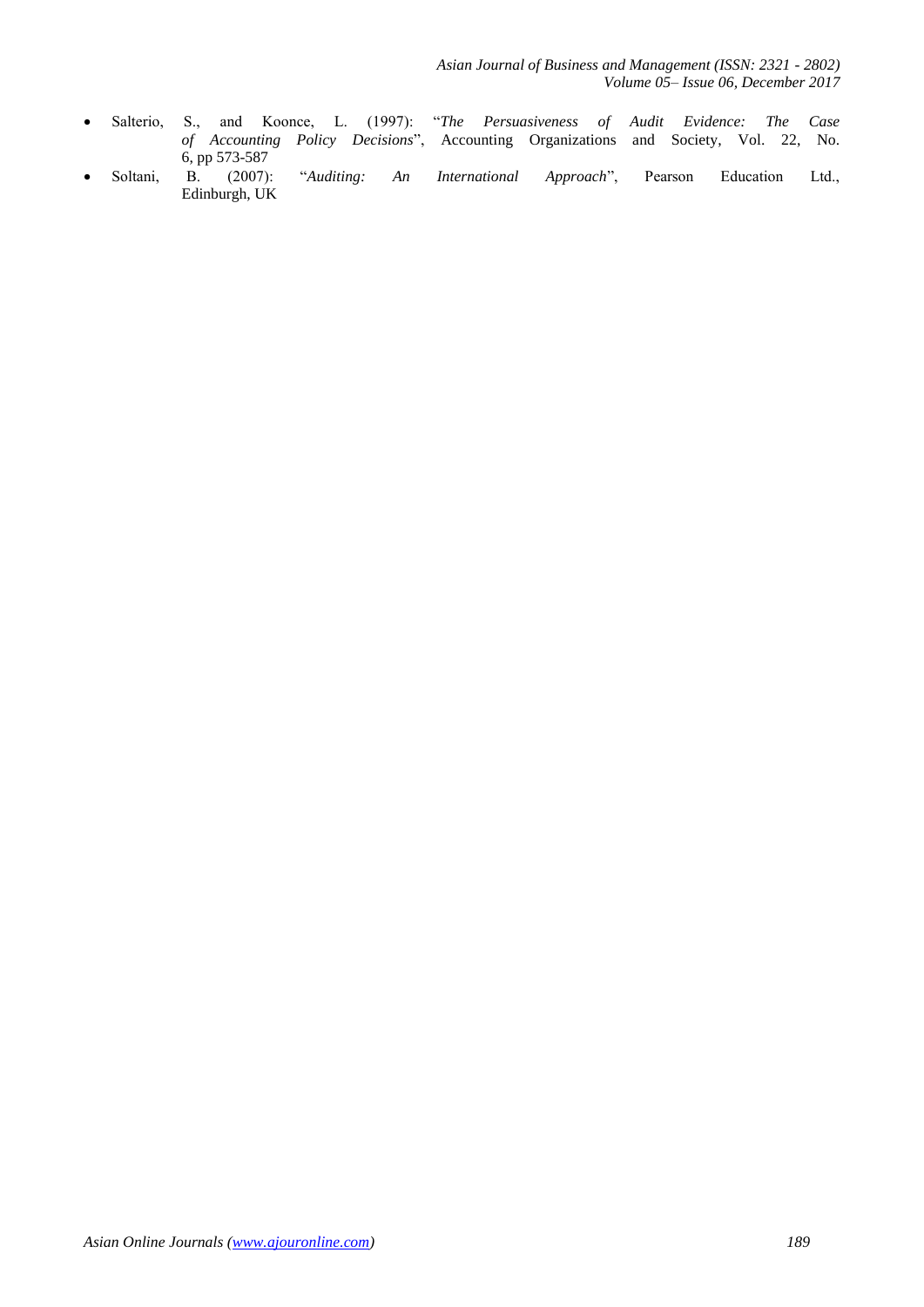- Salterio, S., and Koonce, L. (1997): "*The Persuasiveness of Audit Evidence: The Case of Accounting Policy Decisions*", Accounting Organizations and Society, Vol. 22, No. 6, pp 573-587
- Soltani, B. (2007): "*Auditing: An International Approach*", Pearson Education Ltd., Edinburgh, UK